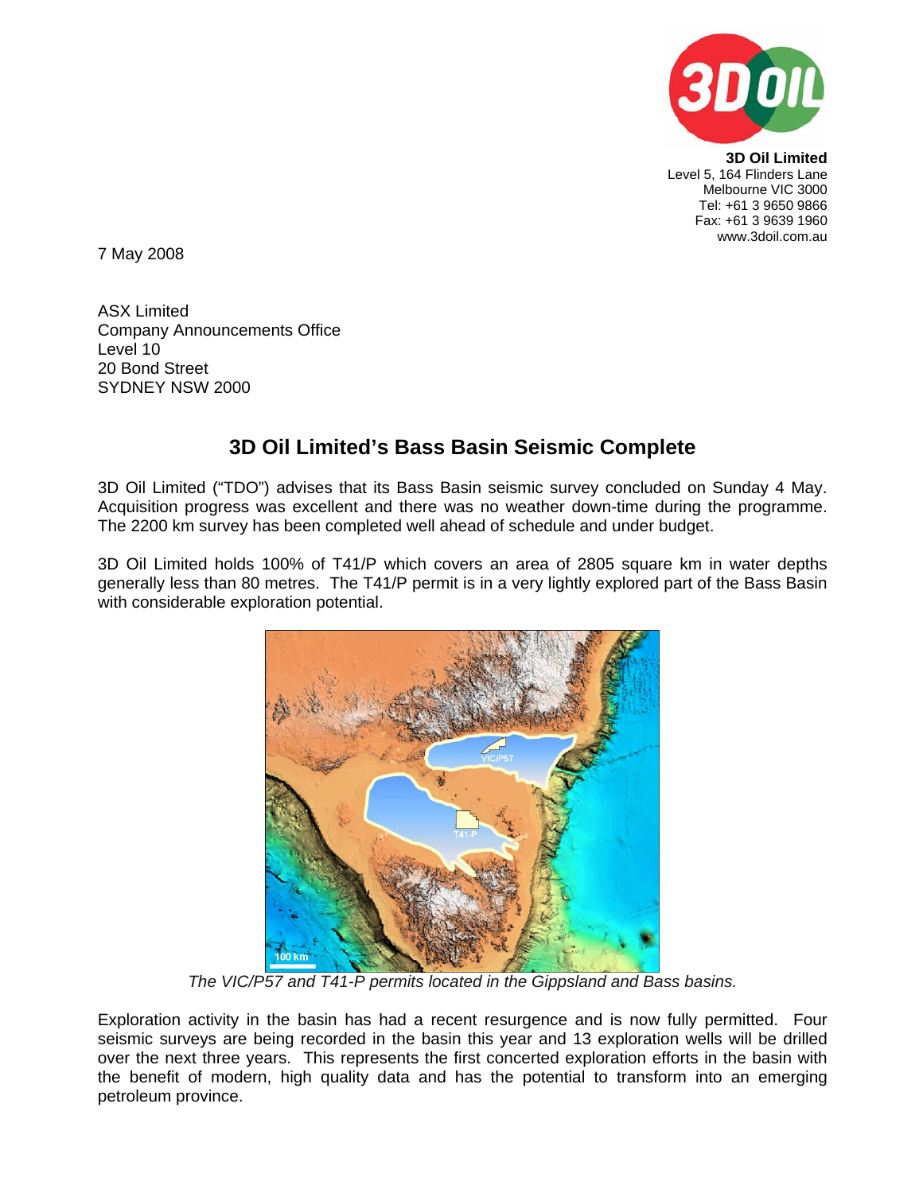**3D Oil Limited**
Level 5, 164 Flinders Lane
Melbourne VIC 3000
Tel: +61 3 9650 9866
Fax: +61 3 9639 1960
www.3doil.com.au

7 May 2008

ASX Limited
Company Announcements Office
Level 10
20 Bond Street
SYDNEY NSW 2000

# 3D Oil Limited's Bass Basin Seismic Complete

3D Oil Limited ("TDO") advises that its Bass Basin seismic survey concluded on Sunday 4 May. Acquisition progress was excellent and there was no weather down-time during the programme. The 2200 km survey has been completed well ahead of schedule and under budget.

3D Oil Limited holds 100% of T41/P which covers an area of 2805 square km in water depths generally less than 80 metres. The T41/P permit is in a very lightly explored part of the Bass Basin with considerable exploration potential.

*The VIC/P57 and T41-P permits located in the Gippsland and Bass basins.*

Exploration activity in the basin has had a recent resurgence and is now fully permitted. Four seismic surveys are being recorded in the basin this year and 13 exploration wells will be drilled over the next three years. This represents the first concerted exploration efforts in the basin with the benefit of modern, high quality data and has the potential to transform into an emerging petroleum province.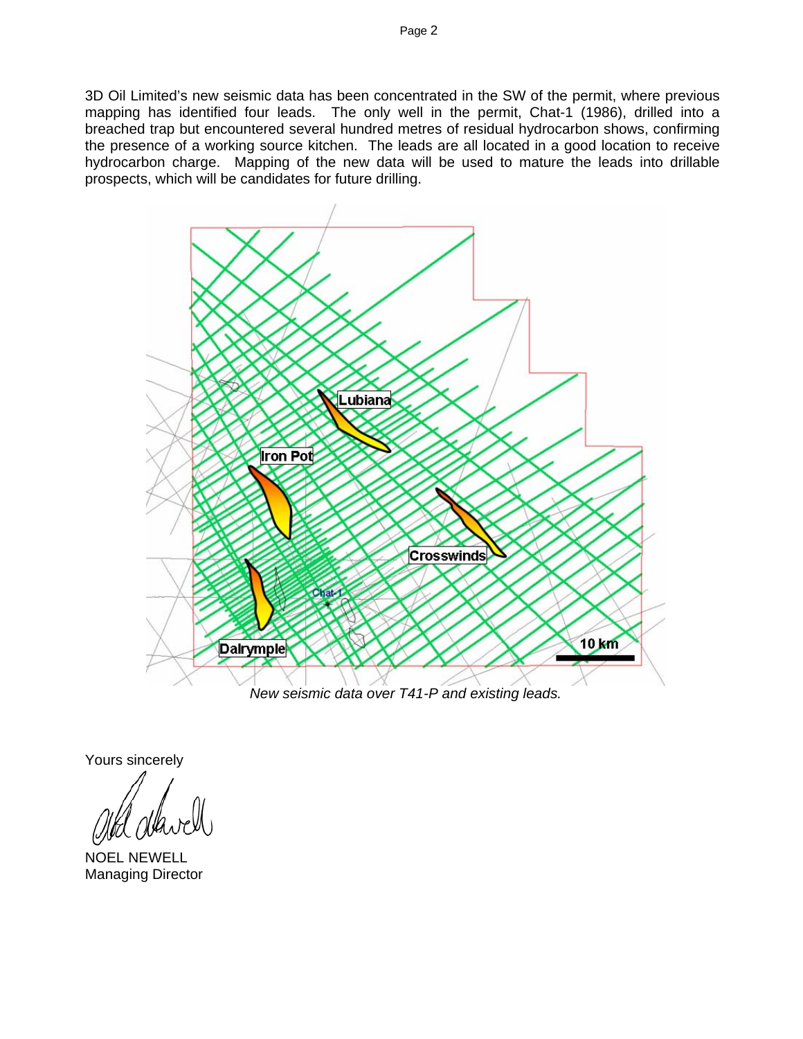3D Oil Limited's new seismic data has been concentrated in the SW of the permit, where previous mapping has identified four leads. The only well in the permit, Chat-1 (1986), drilled into a breached trap but encountered several hundred metres of residual hydrocarbon shows, confirming the presence of a working source kitchen. The leads are all located in a good location to receive hydrocarbon charge. Mapping of the new data will be used to mature the leads into drillable prospects, which will be candidates for future drilling.

Lubiana

Iron Pot

Crosswinds

Chat-1

Dalrymple

10 km

*New seismic data over T41-P and existing leads.*

Yours sincerely

NOEL NEWELL
Managing Director